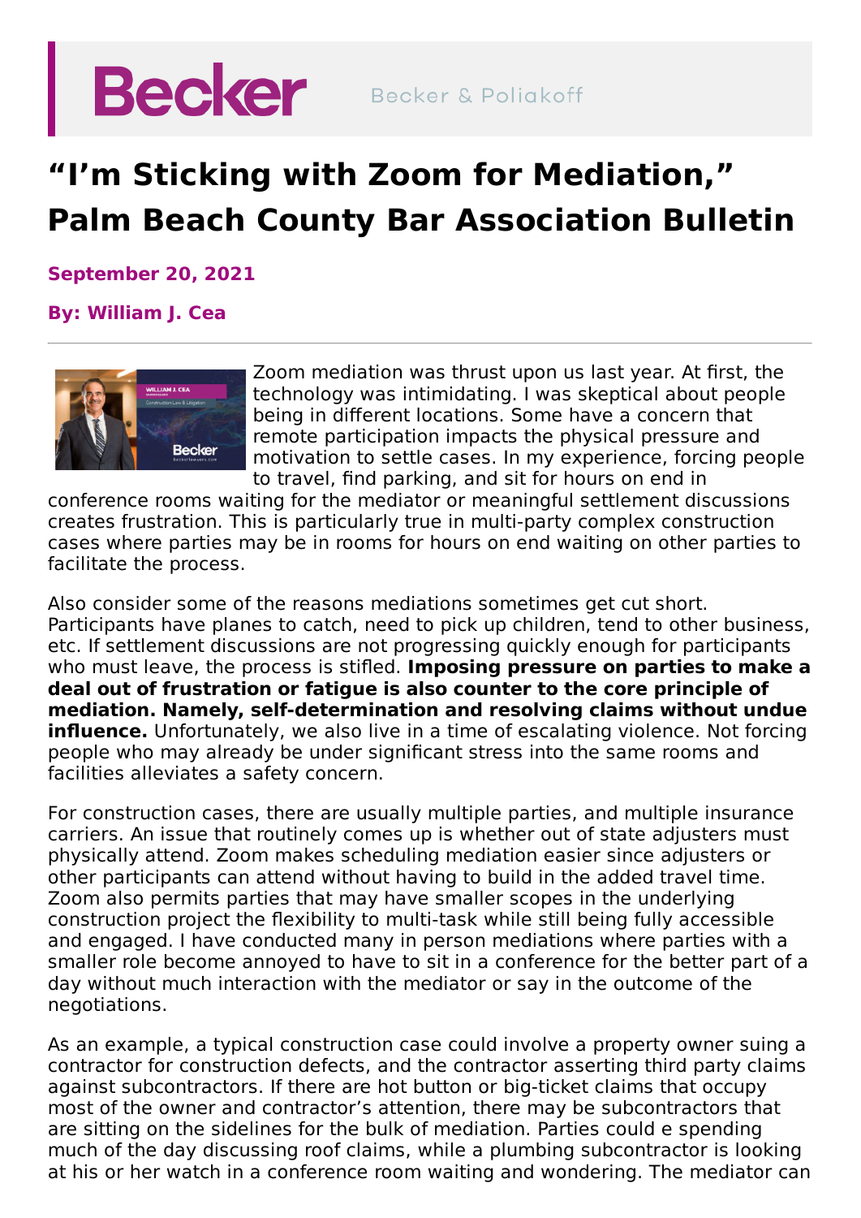# "I'm Sticking with Zoom for Mediation," Palm Beach County Bar Association Bulletin

**September 20, 2021**

**By: William J. Cea**

Zoom mediation was thrust upon us last year. At first, the technology was intimidating. I was skeptical about people being in different locations. Some have a concern that remote participation impacts the physical pressure and motivation to settle cases. In my experience, forcing people to travel, find parking, and sit for hours on end in conference rooms waiting for the mediator or meaningful settlement discussions creates frustration. This is particularly true in multi-party complex construction cases where parties may be in rooms for hours on end waiting on other parties to facilitate the process.

Also consider some of the reasons mediations sometimes get cut short. Participants have planes to catch, need to pick up children, tend to other business, etc. If settlement discussions are not progressing quickly enough for participants who must leave, the process is stifled. **Imposing pressure on parties to make a deal out of frustration or fatigue is also counter to the core principle of mediation. Namely, self-determination and resolving claims without undue influence.** Unfortunately, we also live in a time of escalating violence. Not forcing people who may already be under significant stress into the same rooms and facilities alleviates a safety concern.

For construction cases, there are usually multiple parties, and multiple insurance carriers. An issue that routinely comes up is whether out of state adjusters must physically attend. Zoom makes scheduling mediation easier since adjusters or other participants can attend without having to build in the added travel time. Zoom also permits parties that may have smaller scopes in the underlying construction project the flexibility to multi-task while still being fully accessible and engaged. I have conducted many in person mediations where parties with a smaller role become annoyed to have to sit in a conference for the better part of a day without much interaction with the mediator or say in the outcome of the negotiations.

As an example, a typical construction case could involve a property owner suing a contractor for construction defects, and the contractor asserting third party claims against subcontractors. If there are hot button or big-ticket claims that occupy most of the owner and contractor's attention, there may be subcontractors that are sitting on the sidelines for the bulk of mediation. Parties could e spending much of the day discussing roof claims, while a plumbing subcontractor is looking at his or her watch in a conference room waiting and wondering. The mediator can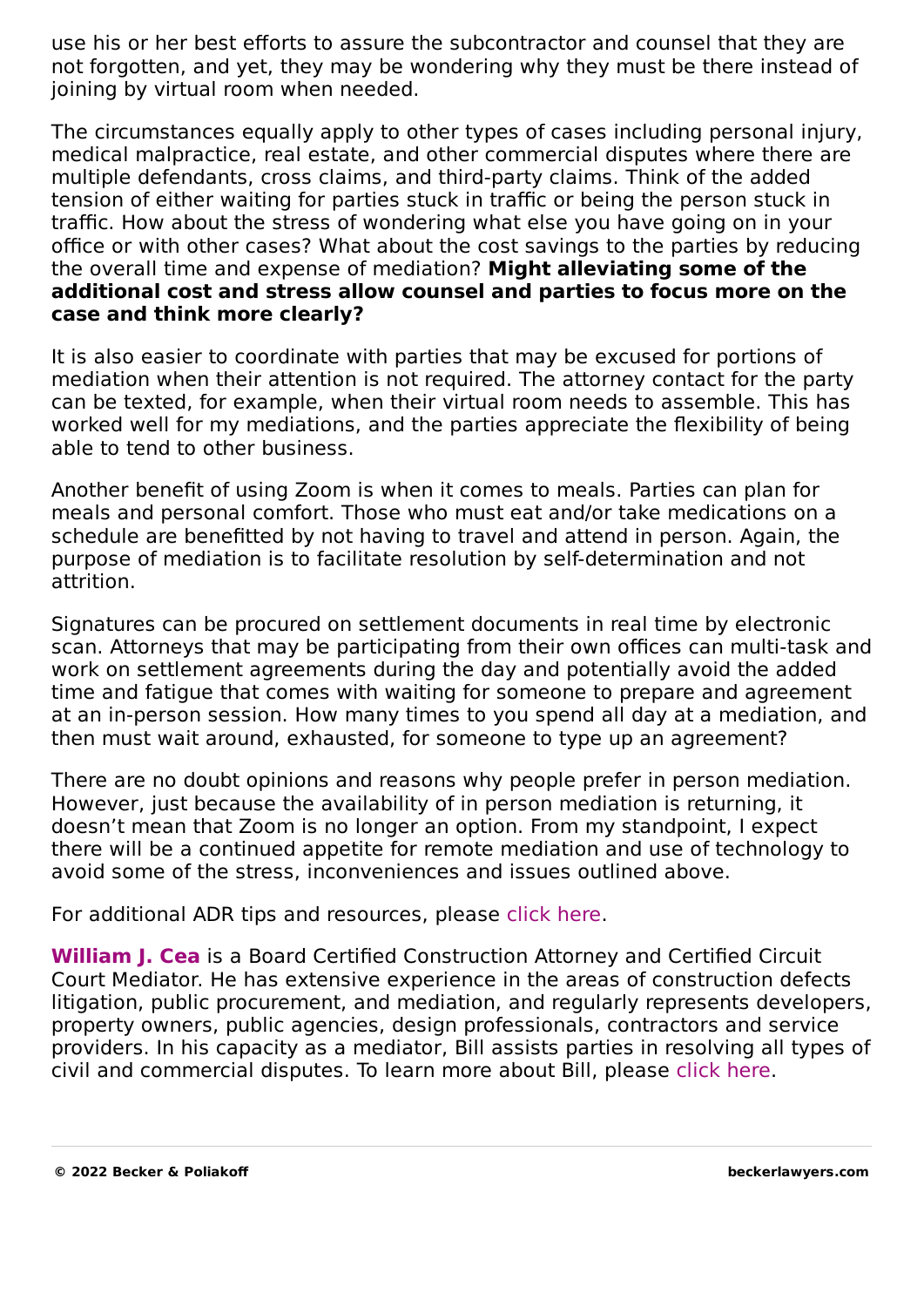use his or her best efforts to assure the subcontractor and counsel that they are not forgotten, and yet, they may be wondering why they must be there instead of joining by virtual room when needed.

The circumstances equally apply to other types of cases including personal injury, medical malpractice, real estate, and other commercial disputes where there are multiple defendants, cross claims, and third-party claims. Think of the added tension of either waiting for parties stuck in traffic or being the person stuck in traffic. How about the stress of wondering what else you have going on in your office or with other cases? What about the cost savings to the parties by reducing the overall time and expense of mediation? **Might alleviating some of the additional cost and stress allow counsel and parties to focus more on the case and think more clearly?**

It is also easier to coordinate with parties that may be excused for portions of mediation when their attention is not required. The attorney contact for the party can be texted, for example, when their virtual room needs to assemble. This has worked well for my mediations, and the parties appreciate the flexibility of being able to tend to other business.

Another benefit of using Zoom is when it comes to meals. Parties can plan for meals and personal comfort. Those who must eat and/or take medications on a schedule are benefitted by not having to travel and attend in person. Again, the purpose of mediation is to facilitate resolution by self-determination and not attrition.

Signatures can be procured on settlement documents in real time by electronic scan. Attorneys that may be participating from their own offices can multi-task and work on settlement agreements during the day and potentially avoid the added time and fatigue that comes with waiting for someone to prepare and agreement at an in-person session. How many times to you spend all day at a mediation, and then must wait around, exhausted, for someone to type up an agreement?

There are no doubt opinions and reasons why people prefer in person mediation. However, just because the availability of in person mediation is returning, it doesn't mean that Zoom is no longer an option. From my standpoint, I expect there will be a continued appetite for remote mediation and use of technology to avoid some of the stress, inconveniences and issues outlined above.

For additional ADR tips and resources, please click here.

**William J. Cea** is a Board Certified Construction Attorney and Certified Circuit Court Mediator. He has extensive experience in the areas of construction defects litigation, public procurement, and mediation, and regularly represents developers, property owners, public agencies, design professionals, contractors and service providers. In his capacity as a mediator, Bill assists parties in resolving all types of civil and commercial disputes. To learn more about Bill, please click here.